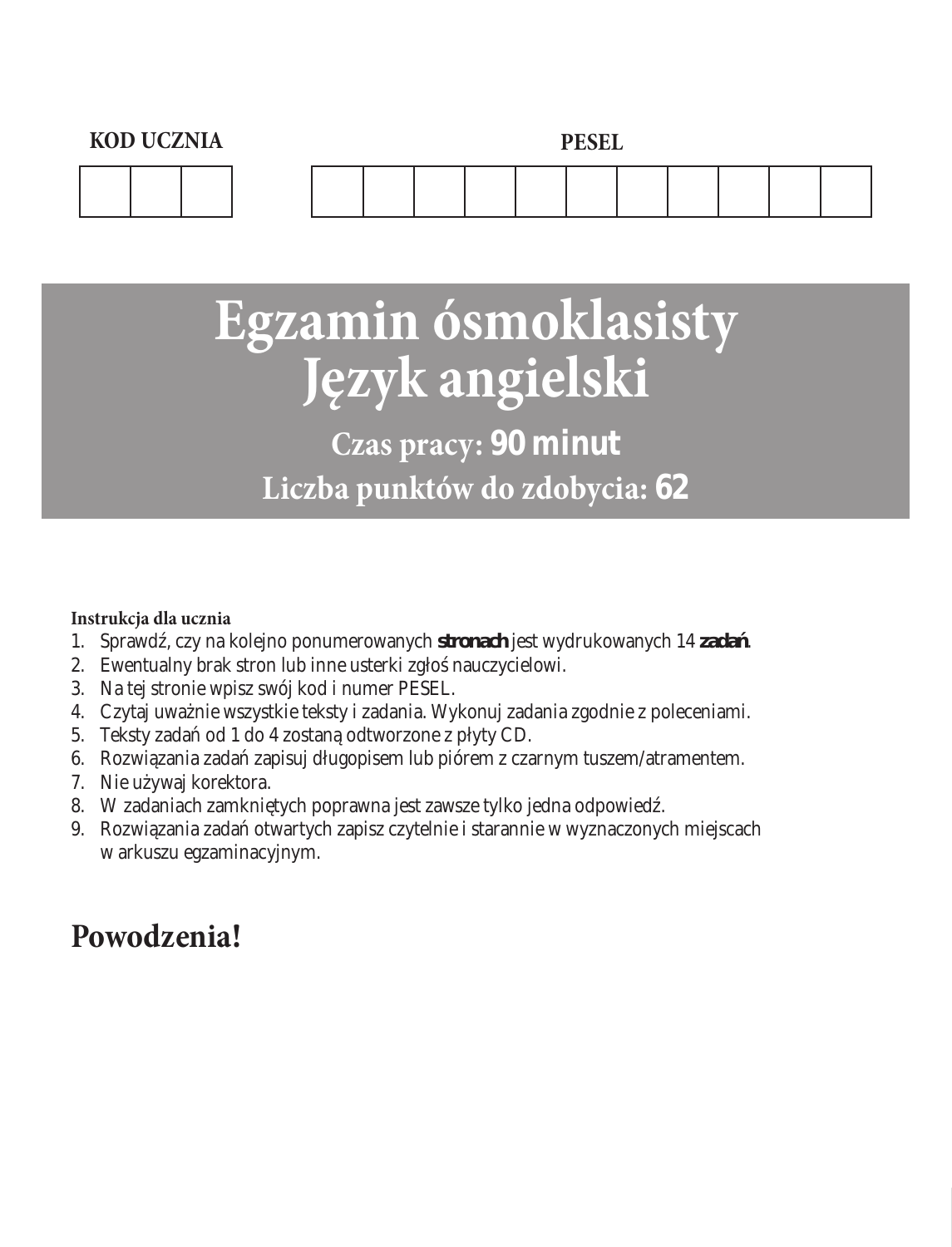**KOD UCZNIA**

| | | |
|---|---|---|
| | | |

**PESEL**

| | | | | | | | | | | |
|---|---|---|---|---|---|---|---|---|---|---|
| | | | | | | | | | | |

# Egzamin ósmoklasisty
# Język angielski

**Czas pracy: 90 minut**

**Liczba punktów do zdobycia: 62**

**Instrukcja dla ucznia**

1. Sprawdź, czy na kolejno ponumerowanych **stronach** jest wydrukowanych 14 **zadań**.
2. Ewentualny brak stron lub inne usterki zgłoś nauczycielowi.
3. Na tej stronie wpisz swój kod i numer PESEL.
4. Czytaj uważnie wszystkie teksty i zadania. Wykonuj zadania zgodnie z poleceniami.
5. Teksty zadań od 1 do 4 zostaną odtworzone z płyty CD.
6. Rozwiązania zadań zapisuj długopisem lub piórem z czarnym tuszem/atramentem.
7. Nie używaj korektora.
8. W zadaniach zamkniętych poprawna jest zawsze tylko jedna odpowiedź.
9. Rozwiązania zadań otwartych zapisz czytelnie i starannie w wyznaczonych miejscach w arkuszu egzaminacyjnym.

## Powodzenia!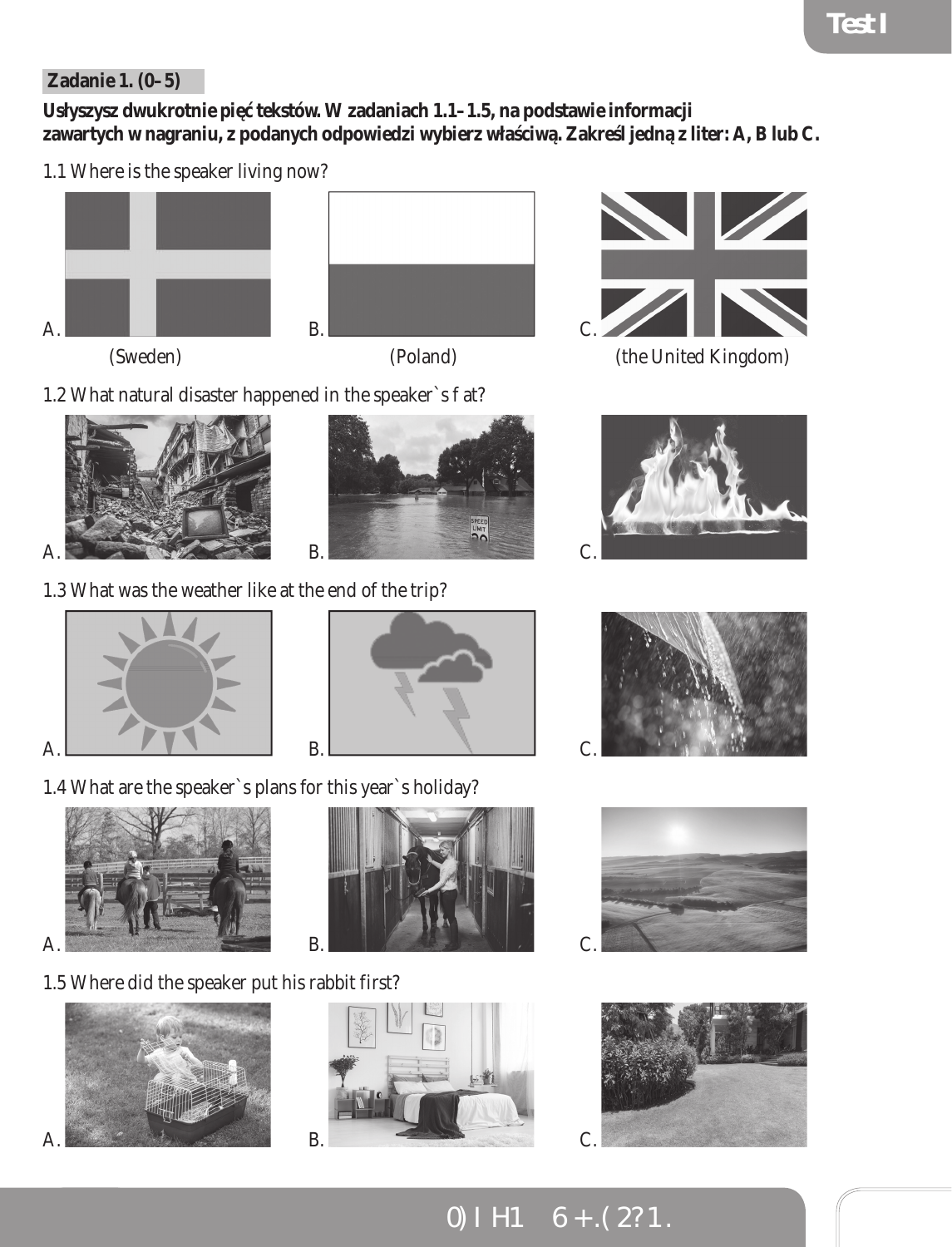**Zadanie 1. (0–5)**

**Usłyszysz dwukrotnie pięć tekstów. W zadaniach 1.1–1.5, na podstawie informacji zawartych w nagraniu, z podanych odpowiedzi wybierz właściwą. Zakreśl jedną z liter: A, B lub C.**

1.1 Where is the speaker living now?

A. (Sweden)

B. (Poland)

C. (the United Kingdom)

1.2 What natural disaster happened in the speaker`s f at?

A.

B.

C.

1.3 What was the weather like at the end of the trip?

A.

B.

C.

1.4 What are the speaker`s plans for this year`s holiday?

A.

B.

C.

1.5 Where did the speaker put his rabbit first?

A.

B.

C.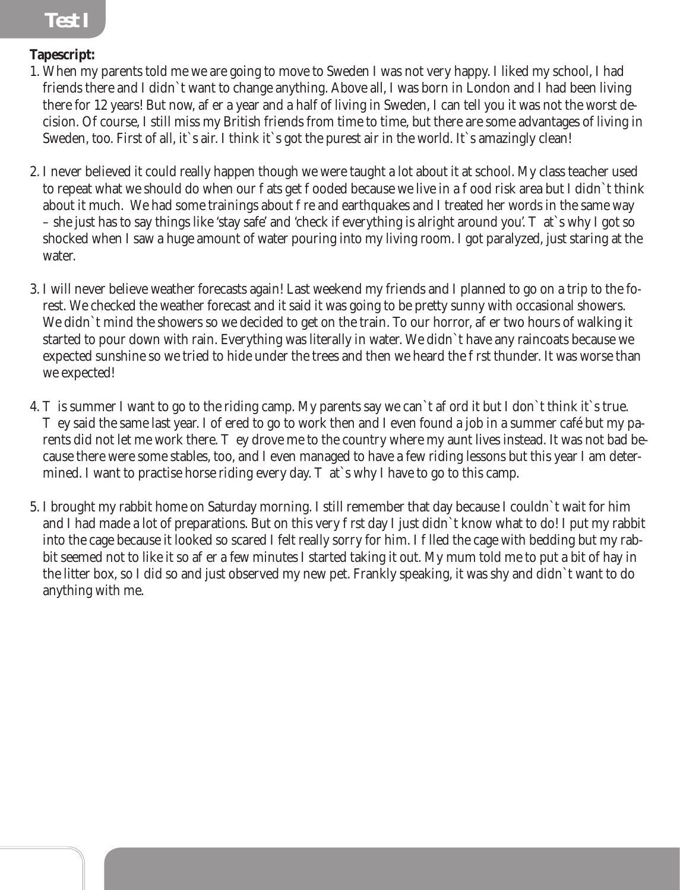**Tapescript:**

1. When my parents told me we are going to move to Sweden I was not very happy. I liked my school, I had friends there and I didn`t want to change anything. Above all, I was born in London and I had been living there for 12 years! But now, after a year and a half of living in Sweden, I can tell you it was not the worst decision. Of course, I still miss my British friends from time to time, but there are some advantages of living in Sweden, too. First of all, it`s air. I think it`s got the purest air in the world. It`s amazingly clean!

2. I never believed it could really happen though we were taught a lot about it at school. My class teacher used to repeat what we should do when our flats get flooded because we live in a flood risk area but I didn`t think about it much. We had some trainings about fire and earthquakes and I treated her words in the same way – she just has to say things like 'stay safe' and 'check if everything is alright around you'. That`s why I got so shocked when I saw a huge amount of water pouring into my living room. I got paralyzed, just staring at the water.

3. I will never believe weather forecasts again! Last weekend my friends and I planned to go on a trip to the forest. We checked the weather forecast and it said it was going to be pretty sunny with occasional showers. We didn`t mind the showers so we decided to get on the train. To our horror, after two hours of walking it started to pour down with rain. Everything was literally in water. We didn`t have any raincoats because we expected sunshine so we tried to hide under the trees and then we heard the first thunder. It was worse than we expected!

4. This summer I want to go to the riding camp. My parents say we can`t afford it but I don`t think it`s true. They said the same last year. I offered to go to work then and I even found a job in a summer café but my parents did not let me work there. They drove me to the country where my aunt lives instead. It was not bad because there were some stables, too, and I even managed to have a few riding lessons but this year I am determined. I want to practise horse riding every day. That`s why I have to go to this camp.

5. I brought my rabbit home on Saturday morning. I still remember that day because I couldn`t wait for him and I had made a lot of preparations. But on this very first day I just didn`t know what to do! I put my rabbit into the cage because it looked so scared I felt really sorry for him. I filled the cage with bedding but my rabbit seemed not to like it so after a few minutes I started taking it out. My mum told me to put a bit of hay in the litter box, so I did so and just observed my new pet. Frankly speaking, it was shy and didn`t want to do anything with me.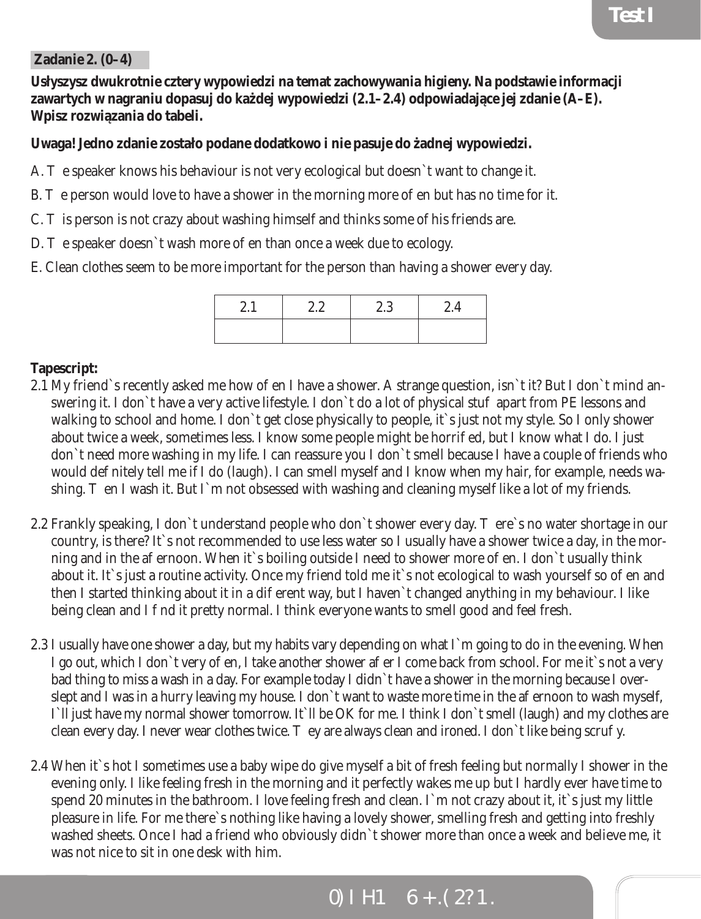**Zadanie 2. (0–4)**

**Usłyszysz dwukrotnie cztery wypowiedzi na temat zachowywania higieny. Na podstawie informacji zawartych w nagraniu dopasuj do każdej wypowiedzi (2.1–2.4) odpowiadające jej zdanie (A–E). Wpisz rozwiązania do tabeli.**

**Uwaga! Jedno zdanie zostało podane dodatkowo i nie pasuje do żadnej wypowiedzi.**

A. The speaker knows his behaviour is not very ecological but doesn`t want to change it.

B. The person would love to have a shower in the morning more often but has no time for it.

C. This person is not crazy about washing himself and thinks some of his friends are.

D. The speaker doesn`t wash more often than once a week due to ecology.

E. Clean clothes seem to be more important for the person than having a shower every day.

| 2.1 | 2.2 | 2.3 | 2.4 |
|---|---|---|---|
| | | | |

**Tapescript:**

2.1 My friend`s recently asked me how often I have a shower. A strange question, isn`t it? But I don`t mind answering it. I don`t have a very active lifestyle. I don`t do a lot of physical stuff apart from PE lessons and walking to school and home. I don`t get close physically to people, it`s just not my style. So I only shower about twice a week, sometimes less. I know some people might be horrified, but I know what I do. I just don`t need more washing in my life. I can reassure you I don`t smell because I have a couple of friends who would definitely tell me if I do (laugh). I can smell myself and I know when my hair, for example, needs washing. Then I wash it. But I`m not obsessed with washing and cleaning myself like a lot of my friends.

2.2 Frankly speaking, I don`t understand people who don`t shower every day. There`s no water shortage in our country, is there? It`s not recommended to use less water so I usually have a shower twice a day, in the morning and in the afternoon. When it`s boiling outside I need to shower more often. I don`t usually think about it. It`s just a routine activity. Once my friend told me it`s not ecological to wash yourself so often and then I started thinking about it in a different way, but I haven`t changed anything in my behaviour. I like being clean and I find it pretty normal. I think everyone wants to smell good and feel fresh.

2.3 I usually have one shower a day, but my habits vary depending on what I`m going to do in the evening. When I go out, which I don`t very often, I take another shower after I come back from school. For me it`s not a very bad thing to miss a wash in a day. For example today I didn`t have a shower in the morning because I overslept and I was in a hurry leaving my house. I don`t want to waste more time in the afternoon to wash myself, I`ll just have my normal shower tomorrow. It`ll be OK for me. I think I don`t smell (laugh) and my clothes are clean every day. I never wear clothes twice. They are always clean and ironed. I don`t like being scruffy.

2.4 When it`s hot I sometimes use a baby wipe do give myself a bit of fresh feeling but normally I shower in the evening only. I like feeling fresh in the morning and it perfectly wakes me up but I hardly ever have time to spend 20 minutes in the bathroom. I love feeling fresh and clean. I`m not crazy about it, it`s just my little pleasure in life. For me there`s nothing like having a lovely shower, smelling fresh and getting into freshly washed sheets. Once I had a friend who obviously didn`t shower more than once a week and believe me, it was not nice to sit in one desk with him.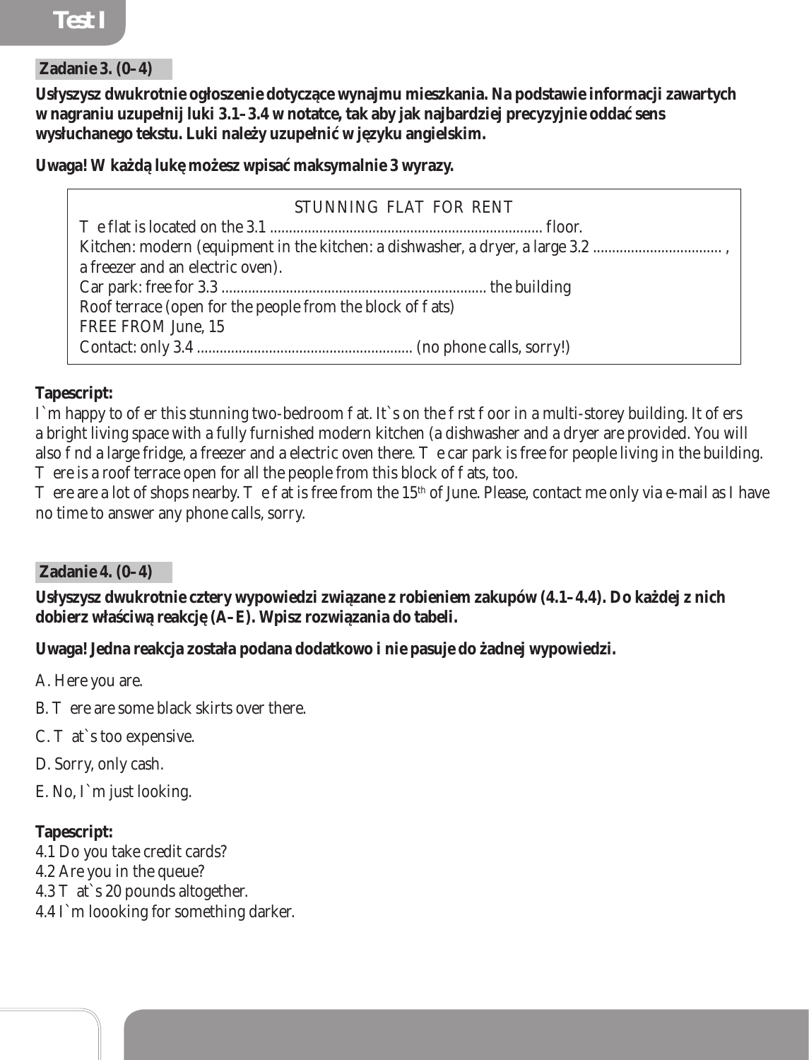**Zadanie 3. (0–4)**

**Usłyszysz dwukrotnie ogłoszenie dotyczące wynajmu mieszkania. Na podstawie informacji zawartych w nagraniu uzupełnij luki 3.1–3.4 w notatce, tak aby jak najbardziej precyzyjnie oddać sens wysłuchanego tekstu. Luki należy uzupełnić w języku angielskim.**

**Uwaga! W każdą lukę możesz wpisać maksymalnie 3 wyrazy.**

> STUNNING FLAT FOR RENT
>
> The flat is located on the 3.1 ........................................................................ floor.
> Kitchen: modern (equipment in the kitchen: a dishwasher, a dryer, a large 3.2 .................................. , a freezer and an electric oven).
> Car park: free for 3.3 ...................................................................... the building
> Roof terrace (open for the people from the block of flats)
> FREE FROM June, 15
> Contact: only 3.4 ......................................................... (no phone calls, sorry!)

**Tapescript:**

I`m happy to offer this stunning two-bedroom flat. It`s on the first floor in a multi-storey building. It offers a bright living space with a fully furnished modern kitchen (a dishwasher and a dryer are provided. You will also find a large fridge, a freezer and a electric oven there. The car park is free for people living in the building. There is a roof terrace open for all the people from this block of flats, too.

There are a lot of shops nearby. The flat is free from the 15th of June. Please, contact me only via e-mail as I have no time to answer any phone calls, sorry.

**Zadanie 4. (0–4)**

**Usłyszysz dwukrotnie cztery wypowiedzi związane z robieniem zakupów (4.1–4.4). Do każdej z nich dobierz właściwą reakcję (A–E). Wpisz rozwiązania do tabeli.**

**Uwaga! Jedna reakcja została podana dodatkowo i nie pasuje do żadnej wypowiedzi.**

A. Here you are.

B. There are some black skirts over there.

C. That`s too expensive.

D. Sorry, only cash.

E. No, I`m just looking.

**Tapescript:**

4.1 Do you take credit cards?
4.2 Are you in the queue?
4.3 That`s 20 pounds altogether.
4.4 I`m loooking for something darker.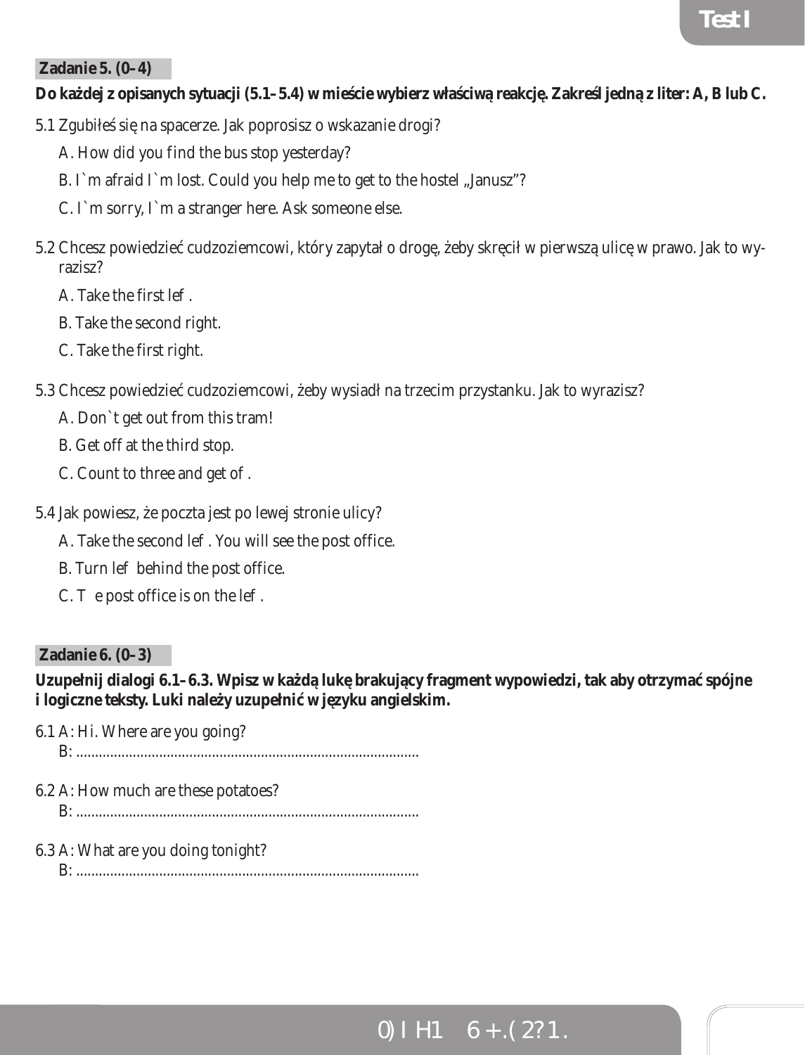**Zadanie 5. (0–4)**

**Do każdej z opisanych sytuacji (5.1–5.4) w mieście wybierz właściwą reakcję. Zakreśl jedną z liter: A, B lub C.**

5.1 Zgubiłeś się na spacerze. Jak poprosisz o wskazanie drogi?

A. How did you find the bus stop yesterday?

B. I`m afraid I`m lost. Could you help me to get to the hostel „Janusz"?

C. I`m sorry, I`m a stranger here. Ask someone else.

5.2 Chcesz powiedzieć cudzoziemcowi, który zapytał o drogę, żeby skręcił w pierwszą ulicę w prawo. Jak to wyrazisz?

A. Take the first lef .

B. Take the second right.

C. Take the first right.

5.3 Chcesz powiedzieć cudzoziemcowi, żeby wysiadł na trzecim przystanku. Jak to wyrazisz?

A. Don`t get out from this tram!

B. Get off at the third stop.

C. Count to three and get of .

5.4 Jak powiesz, że poczta jest po lewej stronie ulicy?

A. Take the second lef . You will see the post office.

B. Turn lef behind the post office.

C. T e post office is on the lef .

**Zadanie 6. (0–3)**

**Uzupełnij dialogi 6.1–6.3. Wpisz w każdą lukę brakujący fragment wypowiedzi, tak aby otrzymać spójne i logiczne teksty. Luki należy uzupełnić w języku angielskim.**

6.1 A: Hi. Where are you going?
B: ..........................................................................................

6.2 A: How much are these potatoes?
B: ..........................................................................................

6.3 A: What are you doing tonight?
B: ..........................................................................................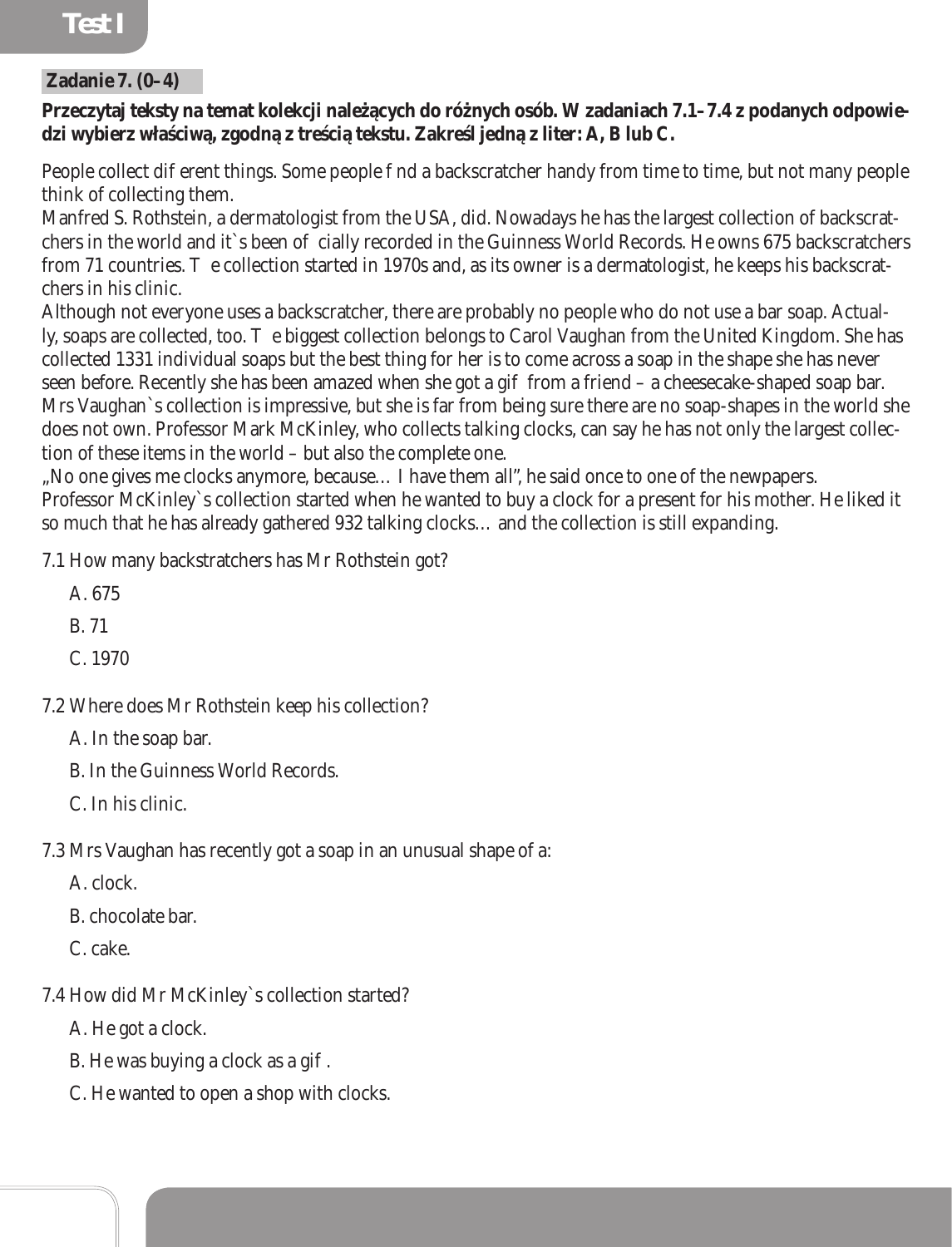**Zadanie 7. (0–4)**

**Przeczytaj teksty na temat kolekcji należących do różnych osób. W zadaniach 7.1–7.4 z podanych odpowiedzi wybierz właściwą, zgodną z treścią tekstu. Zakreśl jedną z liter: A, B lub C.**

People collect dif erent things. Some people f nd a backscratcher handy from time to time, but not many people think of collecting them.
Manfred S. Rothstein, a dermatologist from the USA, did. Nowadays he has the largest collection of backscratchers in the world and it`s been of cially recorded in the Guinness World Records. He owns 675 backscratchers from 71 countries. T e collection started in 1970s and, as its owner is a dermatologist, he keeps his backscratchers in his clinic.
Although not everyone uses a backscratcher, there are probably no people who do not use a bar soap. Actually, soaps are collected, too. T e biggest collection belongs to Carol Vaughan from the United Kingdom. She has collected 1331 individual soaps but the best thing for her is to come across a soap in the shape she has never seen before. Recently she has been amazed when she got a gif from a friend – a cheesecake-shaped soap bar. Mrs Vaughan`s collection is impressive, but she is far from being sure there are no soap-shapes in the world she does not own. Professor Mark McKinley, who collects talking clocks, can say he has not only the largest collection of these items in the world – but also the complete one.
„No one gives me clocks anymore, because… I have them all", he said once to one of the newpapers.
Professor McKinley`s collection started when he wanted to buy a clock for a present for his mother. He liked it so much that he has already gathered 932 talking clocks… and the collection is still expanding.

7.1 How many backstratchers has Mr Rothstein got?

A. 675

B. 71

C. 1970

7.2 Where does Mr Rothstein keep his collection?

A. In the soap bar.

B. In the Guinness World Records.

C. In his clinic.

7.3 Mrs Vaughan has recently got a soap in an unusual shape of a:

A. clock.

B. chocolate bar.

C. cake.

7.4 How did Mr McKinley`s collection started?

A. He got a clock.

B. He was buying a clock as a gif .

C. He wanted to open a shop with clocks.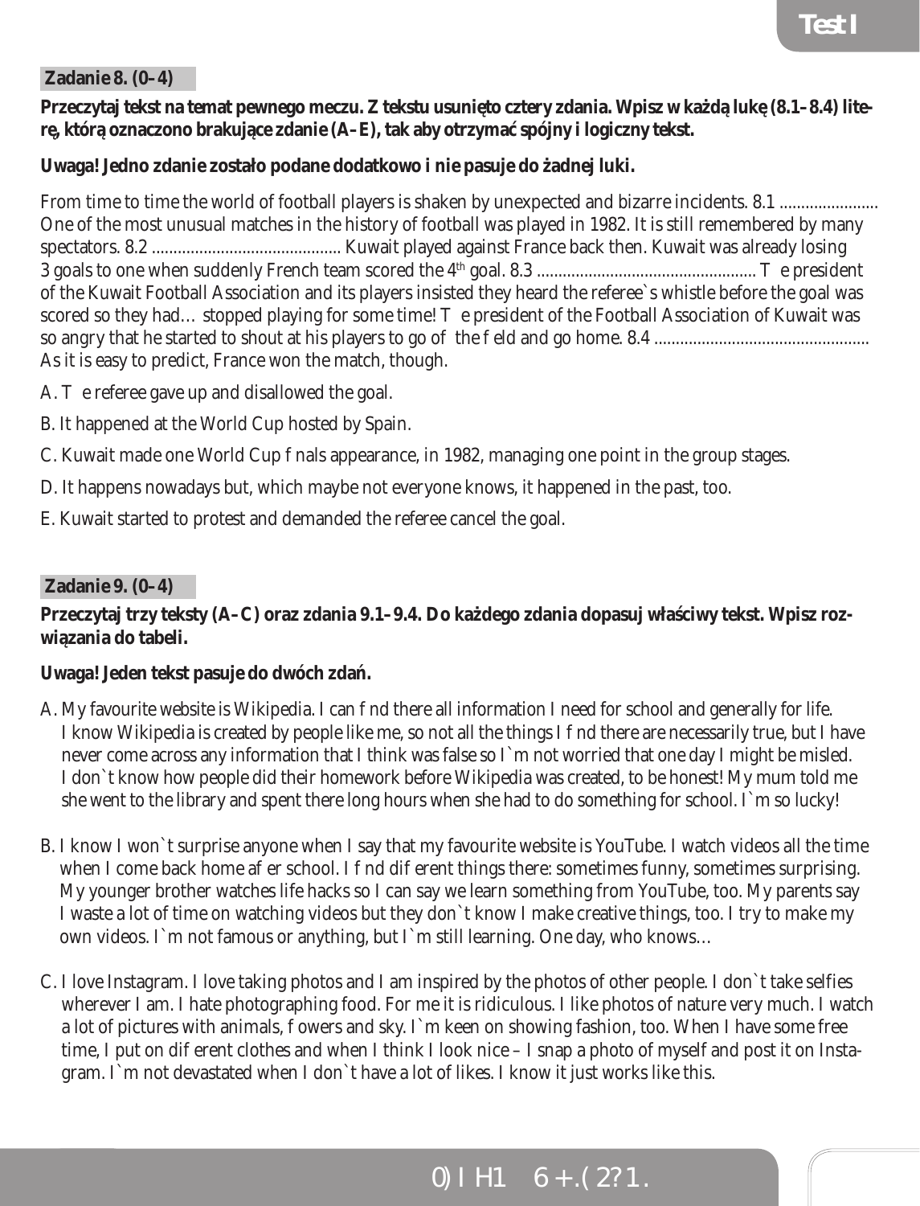**Zadanie 8. (0–4)**

**Przeczytaj tekst na temat pewnego meczu. Z tekstu usunięto cztery zdania. Wpisz w każdą lukę (8.1–8.4) literę, którą oznaczono brakujące zdanie (A–E), tak aby otrzymać spójny i logiczny tekst.**

**Uwaga! Jedno zdanie zostało podane dodatkowo i nie pasuje do żadnej luki.**

From time to time the world of football players is shaken by unexpected and bizarre incidents. 8.1 ....................... One of the most unusual matches in the history of football was played in 1982. It is still remembered by many spectators. 8.2 ........................................... Kuwait played against France back then. Kuwait was already losing 3 goals to one when suddenly French team scored the 4th goal. 8.3 .................................................. The president of the Kuwait Football Association and its players insisted they heard the referee`s whistle before the goal was scored so they had… stopped playing for some time! The president of the Football Association of Kuwait was so angry that he started to shout at his players to go off the field and go home. 8.4 ................................................. As it is easy to predict, France won the match, though.

A. The referee gave up and disallowed the goal.

B. It happened at the World Cup hosted by Spain.

C. Kuwait made one World Cup finals appearance, in 1982, managing one point in the group stages.

D. It happens nowadays but, which maybe not everyone knows, it happened in the past, too.

E. Kuwait started to protest and demanded the referee cancel the goal.

**Zadanie 9. (0–4)**

**Przeczytaj trzy teksty (A–C) oraz zdania 9.1–9.4. Do każdego zdania dopasuj właściwy tekst. Wpisz rozwiązania do tabeli.**

**Uwaga! Jeden tekst pasuje do dwóch zdań.**

A. My favourite website is Wikipedia. I can find there all information I need for school and generally for life. I know Wikipedia is created by people like me, so not all the things I find there are necessarily true, but I have never come across any information that I think was false so I`m not worried that one day I might be misled. I don`t know how people did their homework before Wikipedia was created, to be honest! My mum told me she went to the library and spent there long hours when she had to do something for school. I`m so lucky!

B. I know I won`t surprise anyone when I say that my favourite website is YouTube. I watch videos all the time when I come back home after school. I find different things there: sometimes funny, sometimes surprising. My younger brother watches life hacks so I can say we learn something from YouTube, too. My parents say I waste a lot of time on watching videos but they don`t know I make creative things, too. I try to make my own videos. I`m not famous or anything, but I`m still learning. One day, who knows…

C. I love Instagram. I love taking photos and I am inspired by the photos of other people. I don`t take selfies wherever I am. I hate photographing food. For me it is ridiculous. I like photos of nature very much. I watch a lot of pictures with animals, flowers and sky. I`m keen on showing fashion, too. When I have some free time, I put on different clothes and when I think I look nice – I snap a photo of myself and post it on Instagram. I`m not devastated when I don`t have a lot of likes. I know it just works like this.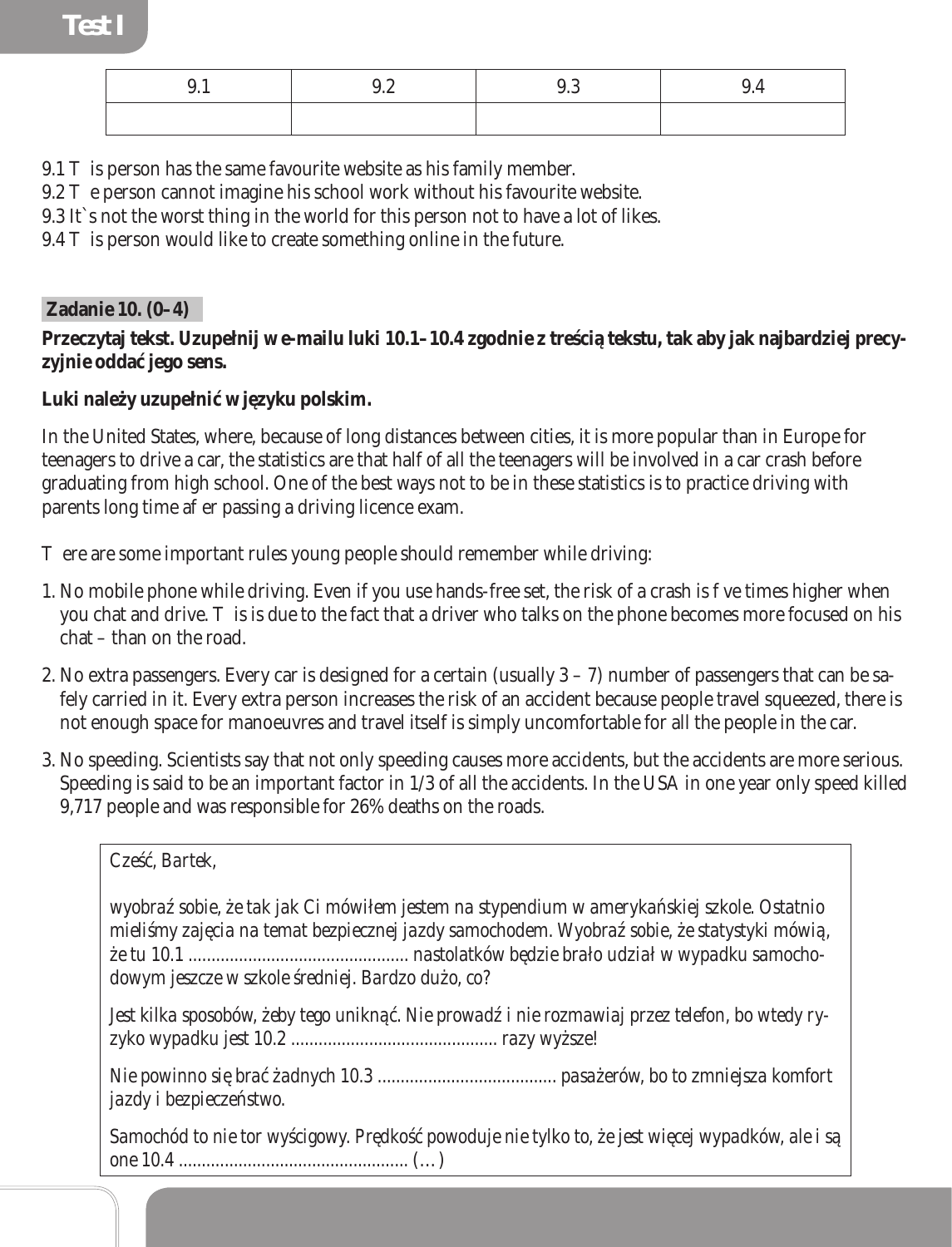| 9.1 | 9.2 | 9.3 | 9.4 |
|---|---|---|---|
| | | | |

9.1 This person has the same favourite website as his family member.
9.2 The person cannot imagine his school work without his favourite website.
9.3 It`s not the worst thing in the world for this person not to have a lot of likes.
9.4 This person would like to create something online in the future.

## Zadanie 10. (0–4)

**Przeczytaj tekst. Uzupełnij w e-mailu luki 10.1–10.4 zgodnie z treścią tekstu, tak aby jak najbardziej precyzyjnie oddać jego sens.**

**Luki należy uzupełnić w języku polskim.**

In the United States, where, because of long distances between cities, it is more popular than in Europe for teenagers to drive a car, the statistics are that half of all the teenagers will be involved in a car crash before graduating from high school. One of the best ways not to be in these statistics is to practice driving with parents long time after passing a driving licence exam.

There are some important rules young people should remember while driving:

1. No mobile phone while driving. Even if you use hands-free set, the risk of a crash is five times higher when you chat and drive. This is due to the fact that a driver who talks on the phone becomes more focused on his chat – than on the road.
2. No extra passengers. Every car is designed for a certain (usually 3 – 7) number of passengers that can be safely carried in it. Every extra person increases the risk of an accident because people travel squeezed, there is not enough space for manoeuvres and travel itself is simply uncomfortable for all the people in the car.
3. No speeding. Scientists say that not only speeding causes more accidents, but the accidents are more serious. Speeding is said to be an important factor in 1/3 of all the accidents. In the USA in one year only speed killed 9,717 people and was responsible for 26% deaths on the roads.

*Cześć, Bartek,*

*wyobraź sobie, że tak jak Ci mówiłem jestem na stypendium w amerykańskiej szkole. Ostatnio mieliśmy zajęcia na temat bezpiecznej jazdy samochodem. Wyobraź sobie, że statystyki mówią, że tu 10.1 ................................................ nastolatków będzie brało udział w wypadku samochodowym jeszcze w szkole średniej. Bardzo dużo, co?*

*Jest kilka sposobów, żeby tego uniknąć. Nie prowadź i nie rozmawiaj przez telefon, bo wtedy ryzyko wypadku jest 10.2 ............................................ razy wyższe!*

*Nie powinno się brać żadnych 10.3 ...................................... pasażerów, bo to zmniejsza komfort jazdy i bezpieczeństwo.*

*Samochód to nie tor wyścigowy. Prędkość powoduje nie tylko to, że jest więcej wypadków, ale i są one 10.4 ................................................. (…)*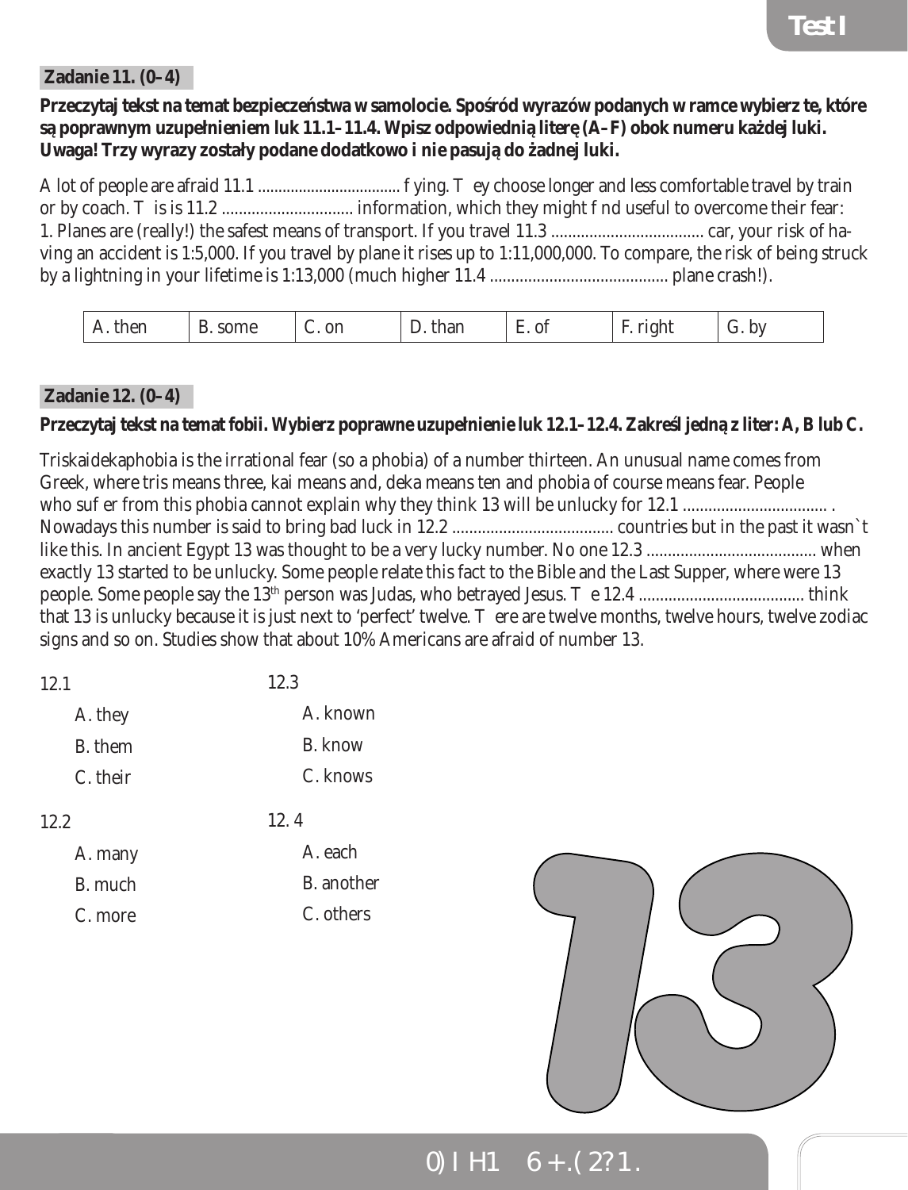**Zadanie 11. (0–4)**

**Przeczytaj tekst na temat bezpieczeństwa w samolocie. Spośród wyrazów podanych w ramce wybierz te, które są poprawnym uzupełnieniem luk 11.1–11.4. Wpisz odpowiednią literę (A–F) obok numeru każdej luki. Uwaga! Trzy wyrazy zostały podane dodatkowo i nie pasują do żadnej luki.**

A lot of people are afraid 11.1 .................................. f ying. T ey choose longer and less comfortable travel by train or by coach. T is is 11.2 .............................. information, which they might f nd useful to overcome their fear: 1. Planes are (really!) the safest means of transport. If you travel 11.3 .................................... car, your risk of having an accident is 1:5,000. If you travel by plane it rises up to 1:11,000,000. To compare, the risk of being struck by a lightning in your lifetime is 1:13,000 (much higher 11.4 .......................................... plane crash!).

| A. then | B. some | C. on | D. than | E. of | F. right | G. by |
|---|---|---|---|---|---|---|

**Zadanie 12. (0–4)**

**Przeczytaj tekst na temat fobii. Wybierz poprawne uzupełnienie luk 12.1–12.4. Zakreśl jedną z liter: A, B lub C.**

Triskaidekaphobia is the irrational fear (so a phobia) of a number thirteen. An unusual name comes from Greek, where tris means three, kai means and, deka means ten and phobia of course means fear. People who suf er from this phobia cannot explain why they think 13 will be unlucky for 12.1 .................................. . Nowadays this number is said to bring bad luck in 12.2 ...................................... countries but in the past it wasn`t like this. In ancient Egypt 13 was thought to be a very lucky number. No one 12.3 ........................................ when exactly 13 started to be unlucky. Some people relate this fact to the Bible and the Last Supper, where were 13 people. Some people say the 13th person was Judas, who betrayed Jesus. T e 12.4 ....................................... think that 13 is unlucky because it is just next to 'perfect' twelve. T ere are twelve months, twelve hours, twelve zodiac signs and so on. Studies show that about 10% Americans are afraid of number 13.

12.1
- A. they
- B. them
- C. their

12.2
- A. many
- B. much
- C. more

12.3
- A. known
- B. know
- C. knows

12.4
- A. each
- B. another
- C. others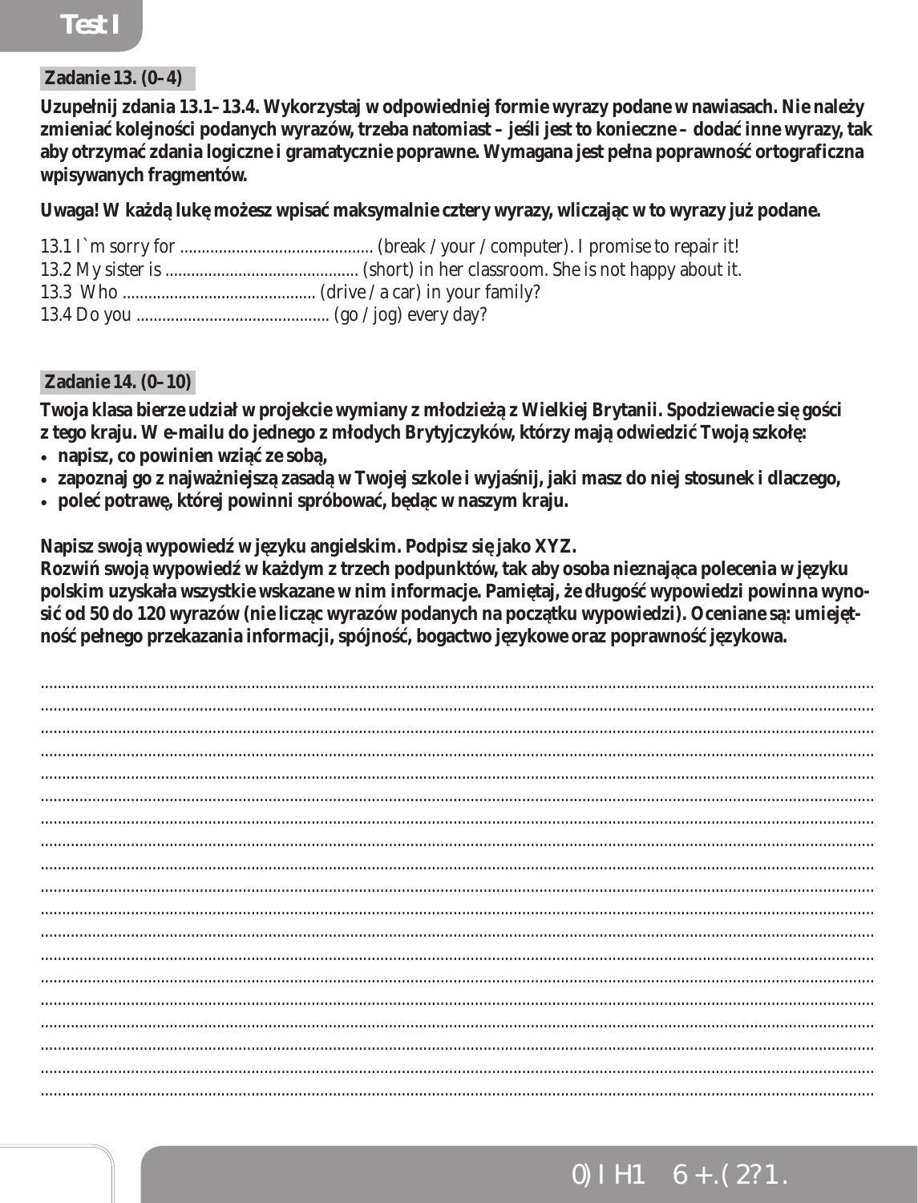**Zadanie 13. (0–4)**

**Uzupełnij zdania 13.1–13.4. Wykorzystaj w odpowiedniej formie wyrazy podane w nawiasach. Nie należy zmieniać kolejności podanych wyrazów, trzeba natomiast – jeśli jest to konieczne – dodać inne wyrazy, tak aby otrzymać zdania logiczne i gramatycznie poprawne. Wymagana jest pełna poprawność ortograficzna wpisywanych fragmentów.**

**Uwaga! W każdą lukę możesz wpisać maksymalnie cztery wyrazy, wliczając w to wyrazy już podane.**

13.1 I`m sorry for ............................................ (break / your / computer). I promise to repair it!
13.2 My sister is ............................................ (short) in her classroom. She is not happy about it.
13.3 Who ............................................ (drive / a car) in your family?
13.4 Do you ............................................ (go / jog) every day?

**Zadanie 14. (0–10)**

**Twoja klasa bierze udział w projekcie wymiany z młodzieżą z Wielkiej Brytanii. Spodziewacie się gości z tego kraju. W e-mailu do jednego z młodych Brytyjczyków, którzy mają odwiedzić Twoją szkołę:**

- **napisz, co powinien wziąć ze sobą,**
- **zapoznaj go z najważniejszą zasadą w Twojej szkole i wyjaśnij, jaki masz do niej stosunek i dlaczego,**
- **poleć potrawę, której powinni spróbować, będąc w naszym kraju.**

**Napisz swoją wypowiedź w języku angielskim. Podpisz się jako XYZ.**
**Rozwiń swoją wypowiedź w każdym z trzech podpunktów, tak aby osoba nieznająca polecenia w języku polskim uzyskała wszystkie wskazane w nim informacje. Pamiętaj, że długość wypowiedzi powinna wynosić od 50 do 120 wyrazów (nie licząc wyrazów podanych na początku wypowiedzi). Oceniane są: umiejętność pełnego przekazania informacji, spójność, bogactwo językowe oraz poprawność językowa.**

..........................................................................................................................................................................................
..........................................................................................................................................................................................
..........................................................................................................................................................................................
..........................................................................................................................................................................................
..........................................................................................................................................................................................
..........................................................................................................................................................................................
..........................................................................................................................................................................................
..........................................................................................................................................................................................
..........................................................................................................................................................................................
..........................................................................................................................................................................................
..........................................................................................................................................................................................
..........................................................................................................................................................................................
..........................................................................................................................................................................................
..........................................................................................................................................................................................
..........................................................................................................................................................................................
..........................................................................................................................................................................................
..........................................................................................................................................................................................
..........................................................................................................................................................................................
..........................................................................................................................................................................................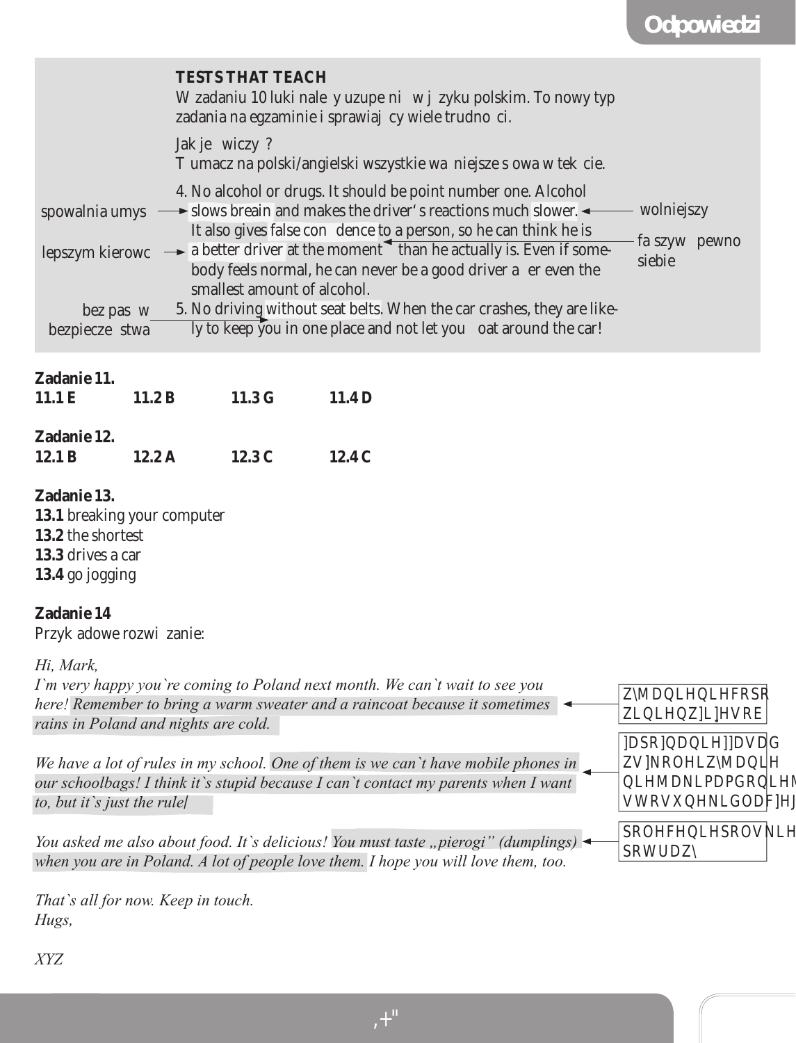**TESTS THAT TEACH**

W zadaniu 10 luki nale y uzupe ni w j zyku polskim. To nowy typ zadania na egzaminie i sprawiaj cy wiele trudno ci.

Jak je wiczy ?

T umacz na polski/angielski wszystkie wa niejsze s owa w tek cie.

4. No alcohol or drugs. It should be point number one. Alcohol slows breain and makes the driver's reactions much slower. It also gives false con dence to a person, so he can think he is a better driver at the moment than he actually is. Even if somebody feels normal, he can never be a good driver a er even the smallest amount of alcohol.

5. No driving without seat belts. When the car crashes, they are likely to keep you in one place and not let you oat around the car!

spowalnia umys → slows breain
wolniejszy → slower
fa szyw pewno siebie → false con dence
lepszym kierowc → a better driver
bez pas w bezpiecze stwa → without seat belts

**Zadanie 11.**
**11.1 E** **11.2 B** **11.3 G** **11.4 D**

**Zadanie 12.**
**12.1 B** **12.2 A** **12.3 C** **12.4 C**

**Zadanie 13.**
**13.1** breaking your computer
**13.2** the shortest
**13.3** drives a car
**13.4** go jogging

**Zadanie 14**
Przyk adowe rozwi zanie:

*Hi, Mark,*
*I`m very happy you`re coming to Poland next month. We can`t wait to see you here! Remember to bring a warm sweater and a raincoat because it sometimes rains in Poland and nights are cold.*

*We have a lot of rules in my school. One of them is we can`t have mobile phones in our schoolbags! I think it`s stupid because I can`t contact my parents when I want to, but it`s just the rule/*

*You asked me also about food. It`s delicious! You must taste ,,pierogi" (dumplings) when you are in Poland. A lot of people love them. I hope you will love them, too.*

*That`s all for now. Keep in touch.*
*Hugs,*

*XYZ*

Z\MDQLHQLHFRSR ZLQLHQZ]L]HVRE

]DSR]QDQLH]]DVDG ZV]NROHLZ\MDQLH QLHMDNLPDPGRQLHM VWRVXQHNLGOD]HJ

SROHFHQLHSROVNLH SRWUDZ\